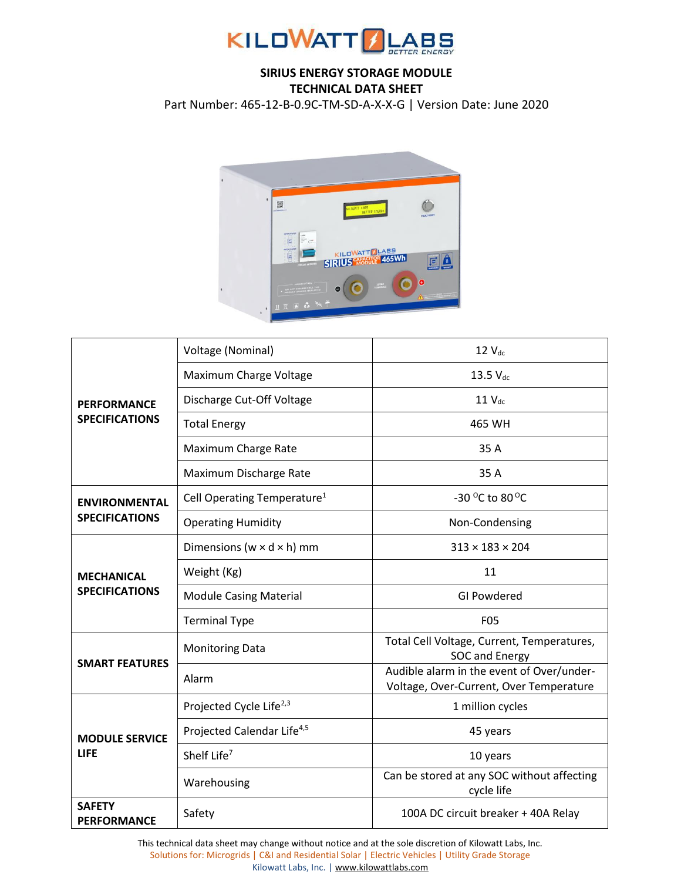KILOWATT LABS
BETTER ENERGY

# SIRIUS ENERGY STORAGE MODULE
## TECHNICAL DATA SHEET

Part Number: 465-12-B-0.9C-TM-SD-A-X-X-G | Version Date: June 2020

| | | |
|---|---|---|
| **PERFORMANCE SPECIFICATIONS** | Voltage (Nominal) | 12 $V_{dc}$ |
| | Maximum Charge Voltage | 13.5 $V_{dc}$ |
| | Discharge Cut-Off Voltage | 11 $V_{dc}$ |
| | Total Energy | 465 WH |
| | Maximum Charge Rate | 35 A |
| | Maximum Discharge Rate | 35 A |
| **ENVIRONMENTAL SPECIFICATIONS** | Cell Operating Temperature[1] | -30 $^{O}$C to 80 $^{O}$C |
| | Operating Humidity | Non-Condensing |
| **MECHANICAL SPECIFICATIONS** | Dimensions (w × d × h) mm | 313 × 183 × 204 |
| | Weight (Kg) | 11 |
| | Module Casing Material | GI Powdered |
| | Terminal Type | F05 |
| **SMART FEATURES** | Monitoring Data | Total Cell Voltage, Current, Temperatures, SOC and Energy |
| | Alarm | Audible alarm in the event of Over/under-Voltage, Over-Current, Over Temperature |
| **MODULE SERVICE LIFE** | Projected Cycle Life[2,3] | 1 million cycles |
| | Projected Calendar Life[4,5] | 45 years |
| | Shelf Life[7] | 10 years |
| | Warehousing | Can be stored at any SOC without affecting cycle life |
| **SAFETY PERFORMANCE** | Safety | 100A DC circuit breaker + 40A Relay |

This technical data sheet may change without notice and at the sole discretion of Kilowatt Labs, Inc.
Solutions for: Microgrids | C&I and Residential Solar | Electric Vehicles | Utility Grade Storage
Kilowatt Labs, Inc. | www.kilowattlabs.com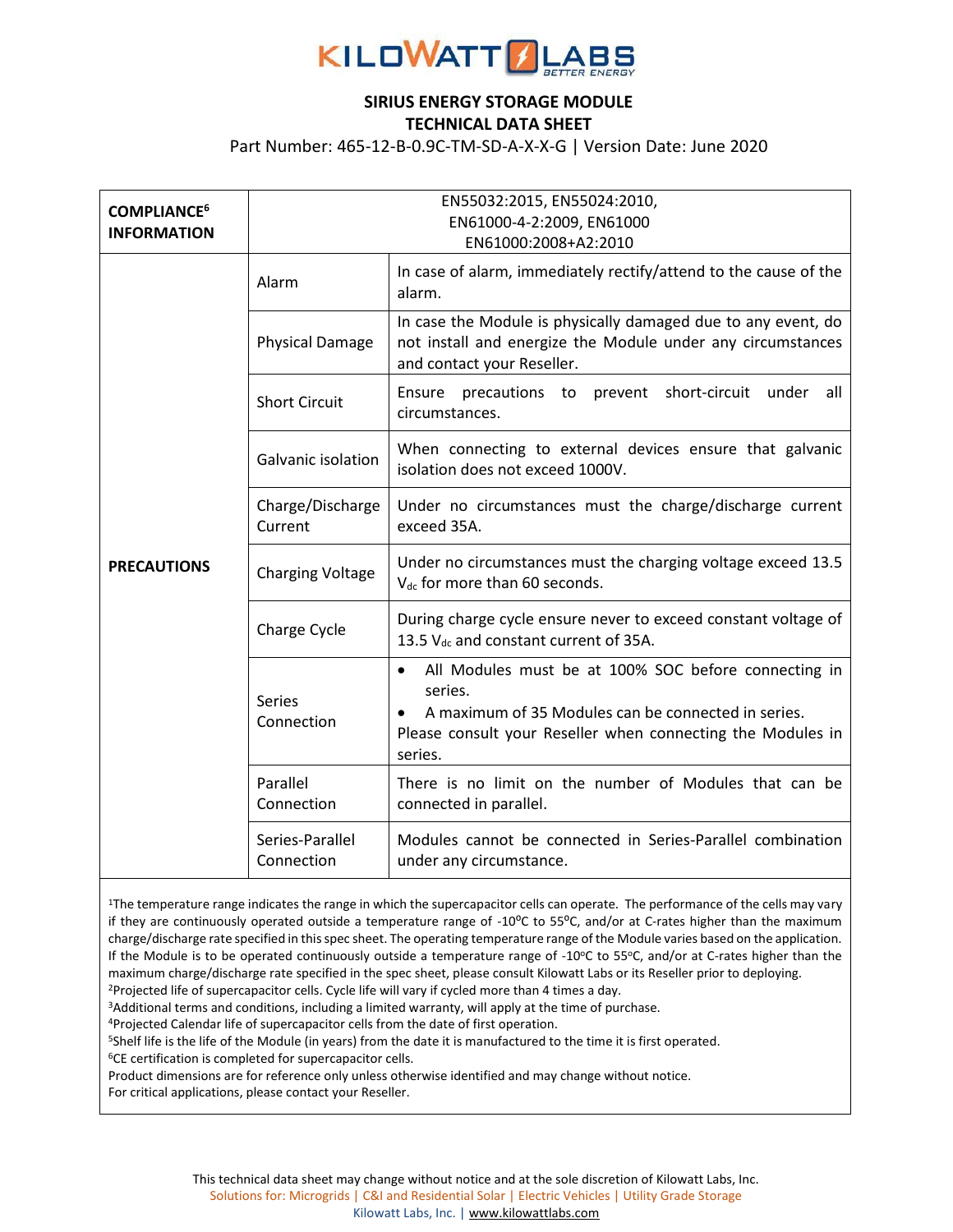# SIRIUS ENERGY STORAGE MODULE
## TECHNICAL DATA SHEET

Part Number: 465-12-B-0.9C-TM-SD-A-X-X-G | Version Date: June 2020

| | | |
|---|---|---|
| **COMPLIANCE[6] INFORMATION** | EN55032:2015, EN55024:2010, EN61000-4-2:2009, EN61000 EN61000:2008+A2:2010 | |
| **PRECAUTIONS** | Alarm | In case of alarm, immediately rectify/attend to the cause of the alarm. |
| | Physical Damage | In case the Module is physically damaged due to any event, do not install and energize the Module under any circumstances and contact your Reseller. |
| | Short Circuit | Ensure precautions to prevent short-circuit under all circumstances. |
| | Galvanic isolation | When connecting to external devices ensure that galvanic isolation does not exceed 1000V. |
| | Charge/Discharge Current | Under no circumstances must the charge/discharge current exceed 35A. |
| | Charging Voltage | Under no circumstances must the charging voltage exceed 13.5 $V_{dc}$ for more than 60 seconds. |
| | Charge Cycle | During charge cycle ensure never to exceed constant voltage of 13.5 $V_{dc}$ and constant current of 35A. |
| | Series Connection | • All Modules must be at 100% SOC before connecting in series.<br>• A maximum of 35 Modules can be connected in series.<br>Please consult your Reseller when connecting the Modules in series. |
| | Parallel Connection | There is no limit on the number of Modules that can be connected in parallel. |
| | Series-Parallel Connection | Modules cannot be connected in Series-Parallel combination under any circumstance. |

[1]The temperature range indicates the range in which the supercapacitor cells can operate. The performance of the cells may vary if they are continuously operated outside a temperature range of -10ºC to 55ºC, and/or at C-rates higher than the maximum charge/discharge rate specified in this spec sheet. The operating temperature range of the Module varies based on the application. If the Module is to be operated continuously outside a temperature range of -10ºC to 55ºC, and/or at C-rates higher than the maximum charge/discharge rate specified in the spec sheet, please consult Kilowatt Labs or its Reseller prior to deploying.
[2]Projected life of supercapacitor cells. Cycle life will vary if cycled more than 4 times a day.
[3]Additional terms and conditions, including a limited warranty, will apply at the time of purchase.
[4]Projected Calendar life of supercapacitor cells from the date of first operation.
[5]Shelf life is the life of the Module (in years) from the date it is manufactured to the time it is first operated.
[6]CE certification is completed for supercapacitor cells.
Product dimensions are for reference only unless otherwise identified and may change without notice.
For critical applications, please contact your Reseller.

This technical data sheet may change without notice and at the sole discretion of Kilowatt Labs, Inc.
Solutions for: Microgrids | C&I and Residential Solar | Electric Vehicles | Utility Grade Storage
Kilowatt Labs, Inc. | www.kilowattlabs.com